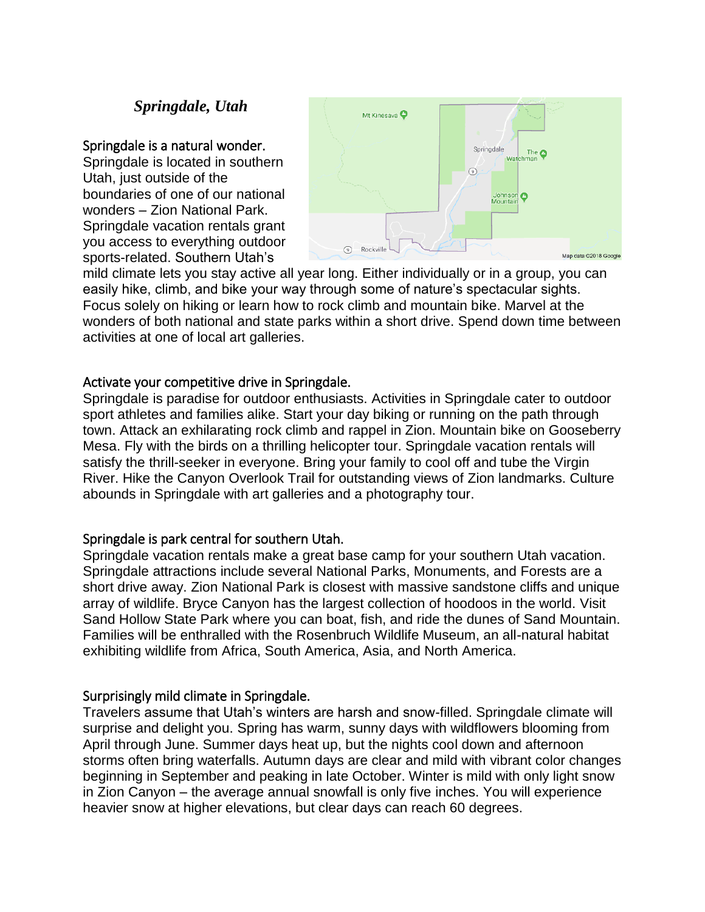# *Springdale, Utah*

## Springdale is a natural wonder.

Springdale is located in southern Utah, just outside of the boundaries of one of our national wonders – Zion National Park. Springdale vacation rentals grant you access to everything outdoor sports-related. Southern Utah's mild climate lets you stay active all year long. Either individually or in a group, you can easily hike, climb, and bike your way through some of nature's spectacular sights. Focus solely on hiking or learn how to rock climb and mountain bike. Marvel at the wonders of both national and state parks within a short drive. Spend down time between activities at one of local art galleries.

## Activate your competitive drive in Springdale.

Springdale is paradise for outdoor enthusiasts. Activities in Springdale cater to outdoor sport athletes and families alike. Start your day biking or running on the path through town. Attack an exhilarating rock climb and rappel in Zion. Mountain bike on Gooseberry Mesa. Fly with the birds on a thrilling helicopter tour. Springdale vacation rentals will satisfy the thrill-seeker in everyone. Bring your family to cool off and tube the Virgin River. Hike the Canyon Overlook Trail for outstanding views of Zion landmarks. Culture abounds in Springdale with art galleries and a photography tour.

## Springdale is park central for southern Utah.

Springdale vacation rentals make a great base camp for your southern Utah vacation. Springdale attractions include several National Parks, Monuments, and Forests are a short drive away. Zion National Park is closest with massive sandstone cliffs and unique array of wildlife. Bryce Canyon has the largest collection of hoodoos in the world. Visit Sand Hollow State Park where you can boat, fish, and ride the dunes of Sand Mountain. Families will be enthralled with the Rosenbruch Wildlife Museum, an all-natural habitat exhibiting wildlife from Africa, South America, Asia, and North America.

## Surprisingly mild climate in Springdale.

Travelers assume that Utah's winters are harsh and snow-filled. Springdale climate will surprise and delight you. Spring has warm, sunny days with wildflowers blooming from April through June. Summer days heat up, but the nights cool down and afternoon storms often bring waterfalls. Autumn days are clear and mild with vibrant color changes beginning in September and peaking in late October. Winter is mild with only light snow in Zion Canyon – the average annual snowfall is only five inches. You will experience heavier snow at higher elevations, but clear days can reach 60 degrees.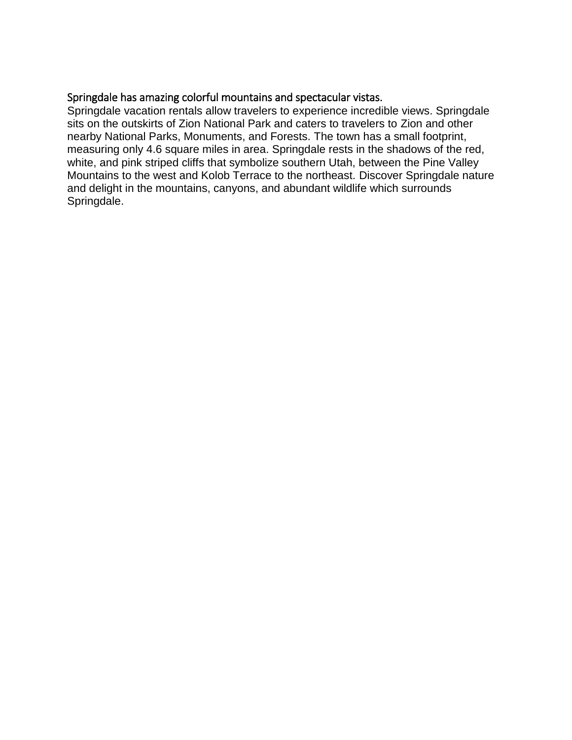Springdale has amazing colorful mountains and spectacular vistas.

Springdale vacation rentals allow travelers to experience incredible views. Springdale sits on the outskirts of Zion National Park and caters to travelers to Zion and other nearby National Parks, Monuments, and Forests. The town has a small footprint, measuring only 4.6 square miles in area. Springdale rests in the shadows of the red, white, and pink striped cliffs that symbolize southern Utah, between the Pine Valley Mountains to the west and Kolob Terrace to the northeast. Discover Springdale nature and delight in the mountains, canyons, and abundant wildlife which surrounds Springdale.